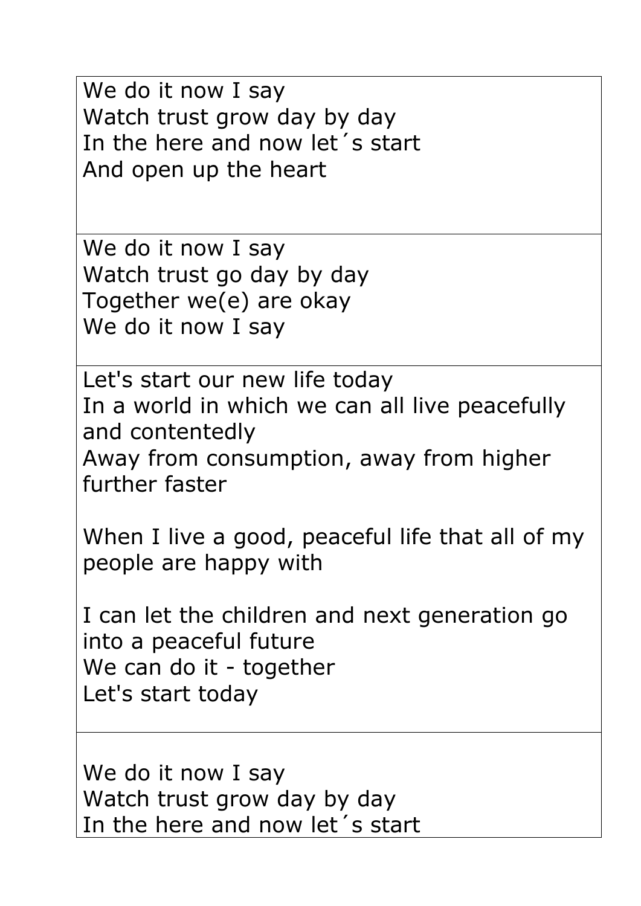We do it now I say
Watch trust grow day by day
In the here and now let´s start
And open up the heart

We do it now I say
Watch trust go day by day
Together we(e) are okay
We do it now I say

Let's start our new life today
In a world in which we can all live peacefully and contentedly
Away from consumption, away from higher further faster

When I live a good, peaceful life that all of my people are happy with

I can let the children and next generation go into a peaceful future
We can do it - together
Let's start today

We do it now I say
Watch trust grow day by day
In the here and now let´s start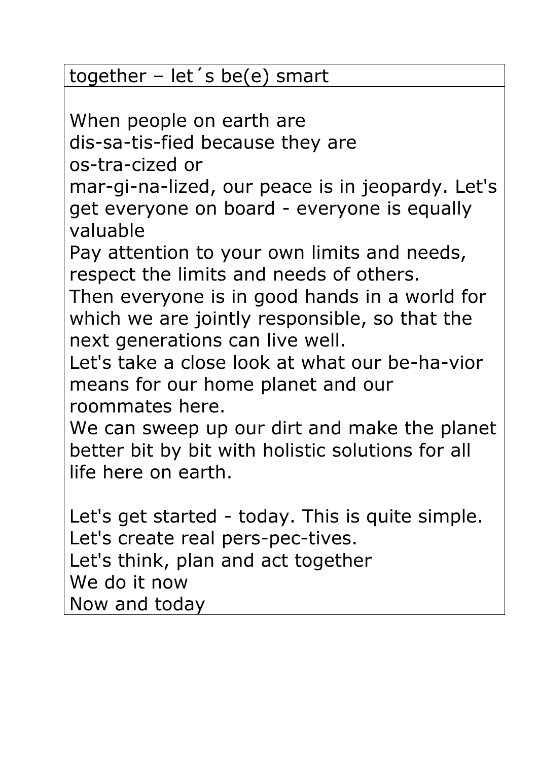together – let´s be(e) smart

When people on earth are
dis-sa-tis-fied because they are
os-tra-cized or
mar-gi-na-lized, our peace is in jeopardy. Let's get everyone on board - everyone is equally valuable
Pay attention to your own limits and needs, respect the limits and needs of others.
Then everyone is in good hands in a world for which we are jointly responsible, so that the next generations can live well.
Let's take a close look at what our be-ha-vior means for our home planet and our roommates here.
We can sweep up our dirt and make the planet better bit by bit with holistic solutions for all life here on earth.

Let's get started - today. This is quite simple.
Let's create real pers-pec-tives.
Let's think, plan and act together
We do it now
Now and today